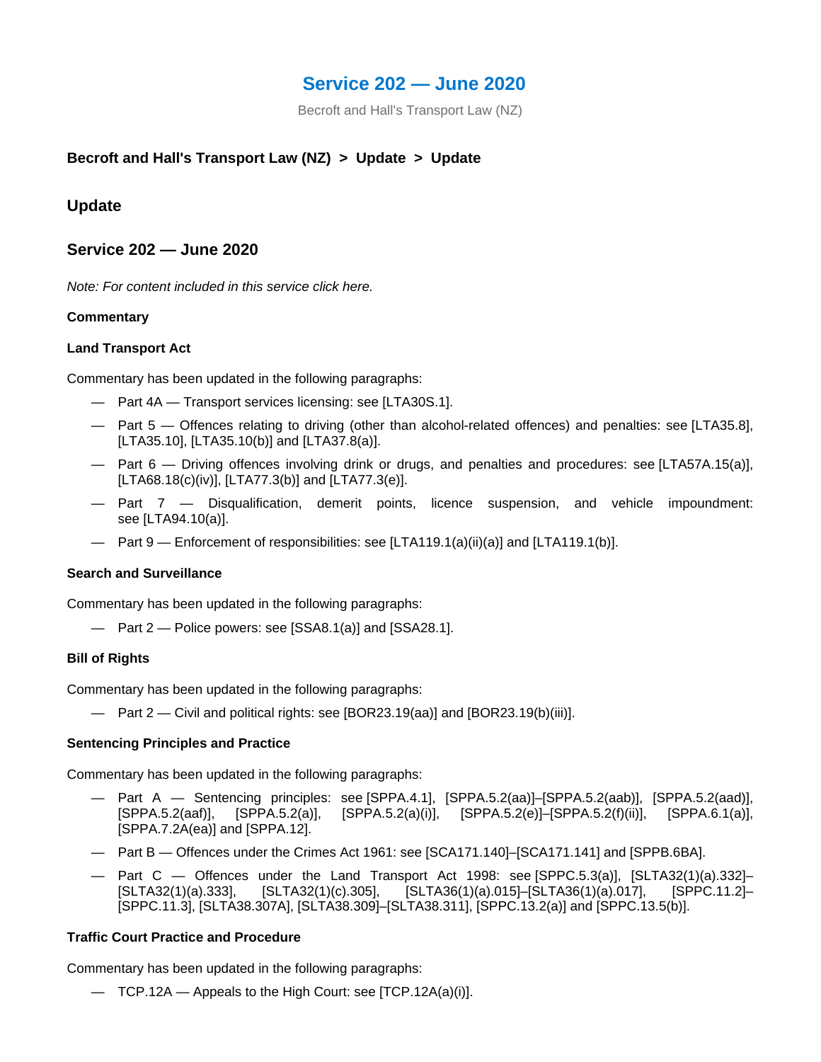# Service 202 — June 2020

Becroft and Hall's Transport Law (NZ)

**Becroft and Hall's Transport Law (NZ) > Update > Update**

## Update

## Service 202 — June 2020

*Note: For content included in this service click here.*

**Commentary**

**Land Transport Act**

Commentary has been updated in the following paragraphs:

- Part 4A — Transport services licensing: see [LTA30S.1].
- Part 5 — Offences relating to driving (other than alcohol-related offences) and penalties: see [LTA35.8], [LTA35.10], [LTA35.10(b)] and [LTA37.8(a)].
- Part 6 — Driving offences involving drink or drugs, and penalties and procedures: see [LTA57A.15(a)], [LTA68.18(c)(iv)], [LTA77.3(b)] and [LTA77.3(e)].
- Part 7 — Disqualification, demerit points, licence suspension, and vehicle impoundment: see [LTA94.10(a)].
- Part 9 — Enforcement of responsibilities: see [LTA119.1(a)(ii)(a)] and [LTA119.1(b)].

**Search and Surveillance**

Commentary has been updated in the following paragraphs:

- Part 2 — Police powers: see [SSA8.1(a)] and [SSA28.1].

**Bill of Rights**

Commentary has been updated in the following paragraphs:

- Part 2 — Civil and political rights: see [BOR23.19(aa)] and [BOR23.19(b)(iii)].

**Sentencing Principles and Practice**

Commentary has been updated in the following paragraphs:

- Part A — Sentencing principles: see [SPPA.4.1], [SPPA.5.2(aa)]–[SPPA.5.2(aab)], [SPPA.5.2(aad)], [SPPA.5.2(aaf)], [SPPA.5.2(a)], [SPPA.5.2(a)(i)], [SPPA.5.2(e)]–[SPPA.5.2(f)(ii)], [SPPA.6.1(a)], [SPPA.7.2A(ea)] and [SPPA.12].
- Part B — Offences under the Crimes Act 1961: see [SCA171.140]–[SCA171.141] and [SPPB.6BA].
- Part C — Offences under the Land Transport Act 1998: see [SPPC.5.3(a)], [SLTA32(1)(a).332]–[SLTA32(1)(a).333], [SLTA32(1)(c).305], [SLTA36(1)(a).015]–[SLTA36(1)(a).017], [SPPC.11.2]–[SPPC.11.3], [SLTA38.307A], [SLTA38.309]–[SLTA38.311], [SPPC.13.2(a)] and [SPPC.13.5(b)].

**Traffic Court Practice and Procedure**

Commentary has been updated in the following paragraphs:

- TCP.12A — Appeals to the High Court: see [TCP.12A(a)(i)].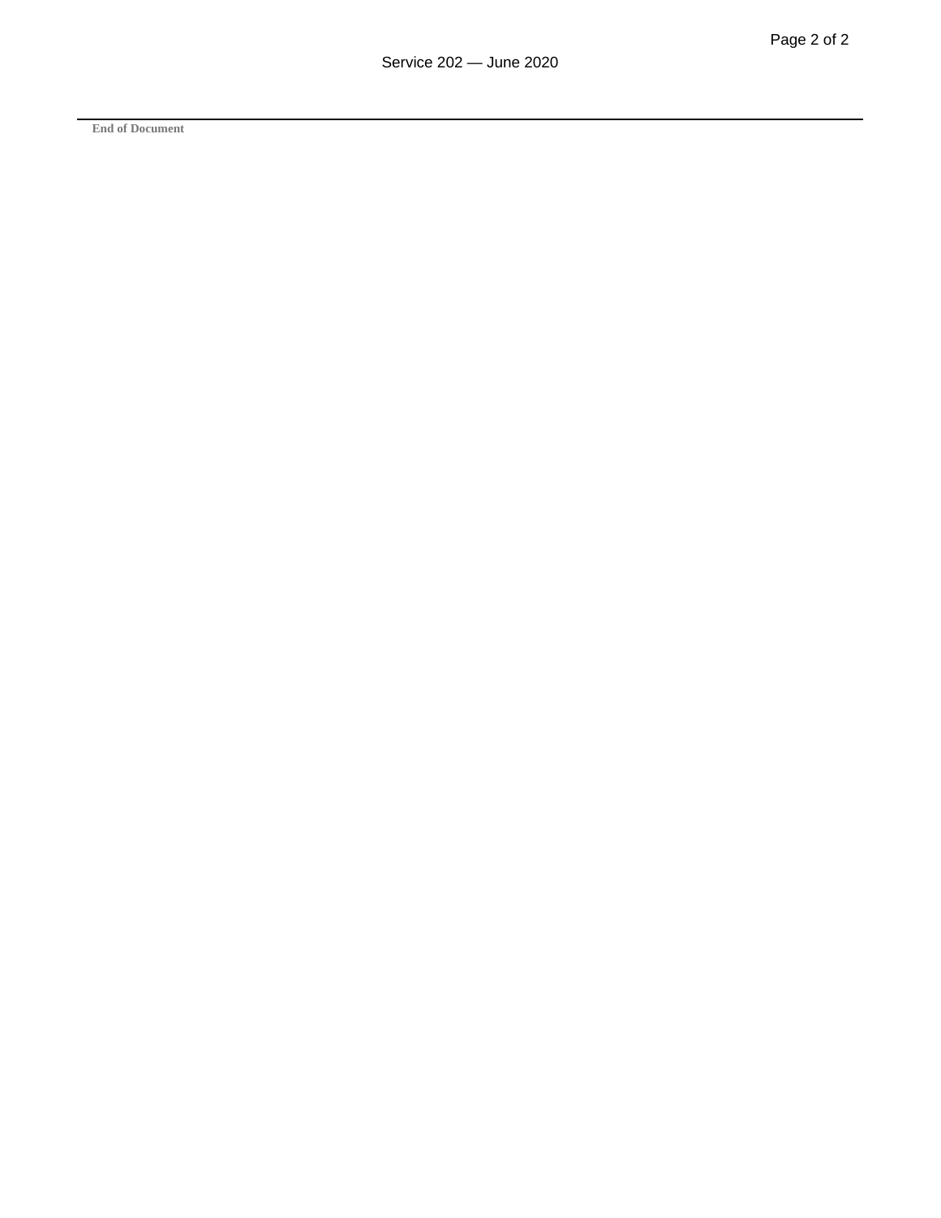**End of Document**